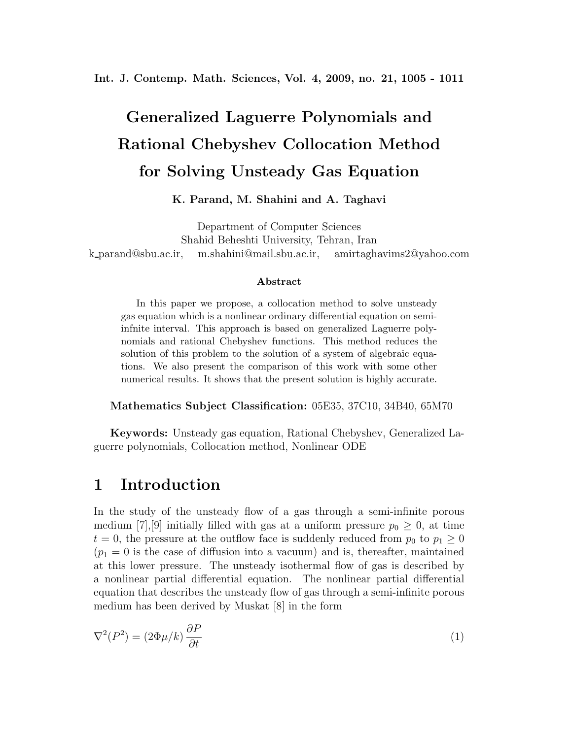# Generalized Laguerre Polynomials and Rational Chebyshev Collocation Method for Solving Unsteady Gas Equation

**K. Parand, M. Shahini and A. Taghavi**

Department of Computer Sciences
Shahid Beheshti University, Tehran, Iran
k_parand@sbu.ac.ir, m.shahini@mail.sbu.ac.ir, amirtaghavims2@yahoo.com

### Abstract

In this paper we propose, a collocation method to solve unsteady gas equation which is a nonlinear ordinary differential equation on semi-infnite interval. This approach is based on generalized Laguerre polynomials and rational Chebyshev functions. This method reduces the solution of this problem to the solution of a system of algebraic equations. We also present the comparison of this work with some other numerical results. It shows that the present solution is highly accurate.

**Mathematics Subject Classification:** 05E35, 37C10, 34B40, 65M70

**Keywords:** Unsteady gas equation, Rational Chebyshev, Generalized Laguerre polynomials, Collocation method, Nonlinear ODE

## 1 Introduction

In the study of the unsteady flow of a gas through a semi-infinite porous medium [7],[9] initially filled with gas at a uniform pressure $p_0 \geq 0$, at time $t = 0$, the pressure at the outflow face is suddenly reduced from $p_0$ to $p_1 \geq 0$ ($p_1 = 0$ is the case of diffusion into a vacuum) and is, thereafter, maintained at this lower pressure. The unsteady isothermal flow of gas is described by a nonlinear partial differential equation. The nonlinear partial differential equation that describes the unsteady flow of gas through a semi-infinite porous medium has been derived by Muskat [8] in the form

$$\nabla^2(P^2) = (2\Phi\mu/k)\,\frac{\partial P}{\partial t} \tag{1}$$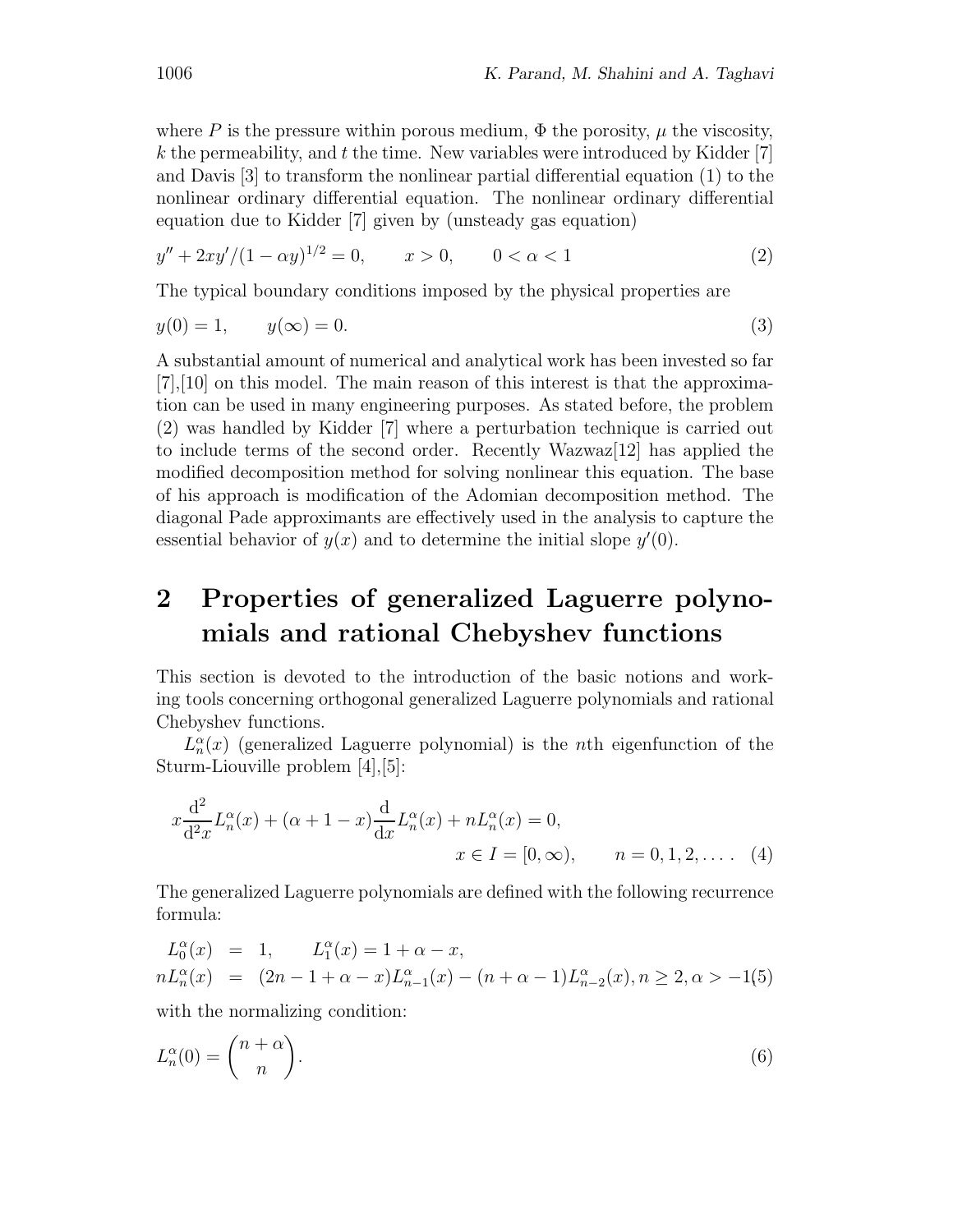where $P$ is the pressure within porous medium, $\Phi$ the porosity, $\mu$ the viscosity, $k$ the permeability, and $t$ the time. New variables were introduced by Kidder [7] and Davis [3] to transform the nonlinear partial differential equation (1) to the nonlinear ordinary differential equation. The nonlinear ordinary differential equation due to Kidder [7] given by (unsteady gas equation)

$$y'' + 2xy'/(1-\alpha y)^{1/2} = 0, \qquad x > 0, \qquad 0 < \alpha < 1 \tag{2}$$

The typical boundary conditions imposed by the physical properties are

$$y(0) = 1, \qquad y(\infty) = 0. \tag{3}$$

A substantial amount of numerical and analytical work has been invested so far [7],[10] on this model. The main reason of this interest is that the approximation can be used in many engineering purposes. As stated before, the problem (2) was handled by Kidder [7] where a perturbation technique is carried out to include terms of the second order. Recently Wazwaz[12] has applied the modified decomposition method for solving nonlinear this equation. The base of his approach is modification of the Adomian decomposition method. The diagonal Pade approximants are effectively used in the analysis to capture the essential behavior of $y(x)$ and to determine the initial slope $y'(0)$.

## 2 Properties of generalized Laguerre polynomials and rational Chebyshev functions

This section is devoted to the introduction of the basic notions and working tools concerning orthogonal generalized Laguerre polynomials and rational Chebyshev functions.

$L_n^\alpha(x)$ (generalized Laguerre polynomial) is the $n$th eigenfunction of the Sturm-Liouville problem [4],[5]:

$$x\frac{\mathrm{d}^2}{\mathrm{d}^2x}L_n^\alpha(x) + (\alpha+1-x)\frac{\mathrm{d}}{\mathrm{d}x}L_n^\alpha(x) + nL_n^\alpha(x) = 0, \qquad x \in I = [0,\infty), \qquad n = 0,1,2,\ldots. \tag{4}$$

The generalized Laguerre polynomials are defined with the following recurrence formula:

$$\begin{aligned} L_0^\alpha(x) &= 1, \qquad L_1^\alpha(x) = 1+\alpha-x, \\ nL_n^\alpha(x) &= (2n-1+\alpha-x)L_{n-1}^\alpha(x) - (n+\alpha-1)L_{n-2}^\alpha(x), n \geq 2, \alpha > -1 \end{aligned} \tag{5}$$

with the normalizing condition:

$$L_n^\alpha(0) = \binom{n+\alpha}{n}. \tag{6}$$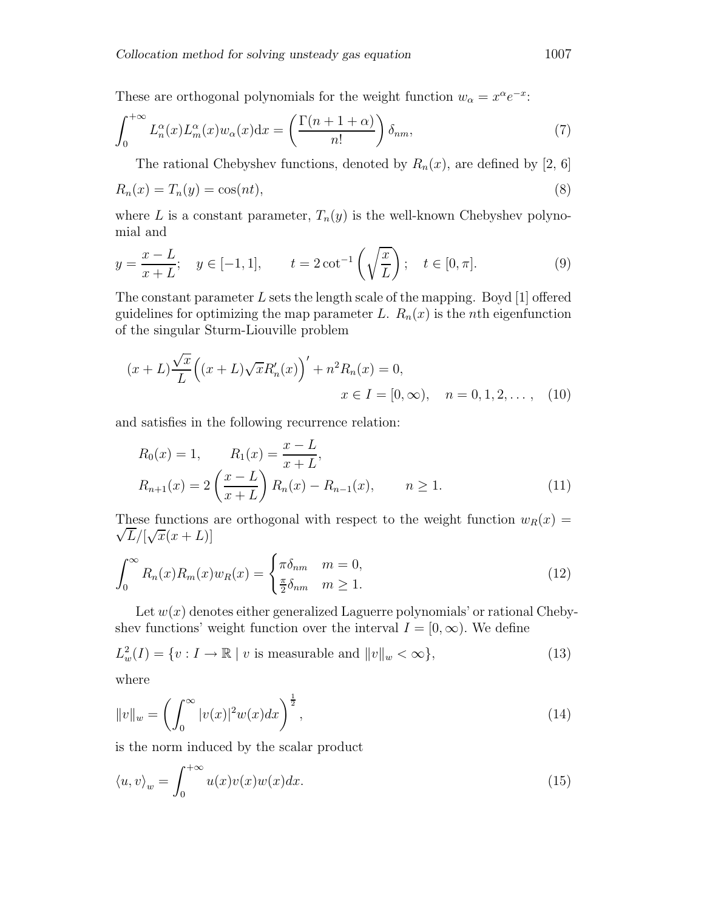These are orthogonal polynomials for the weight function $w_\alpha = x^\alpha e^{-x}$:

$$\int_0^{+\infty} L_n^\alpha(x) L_m^\alpha(x) w_\alpha(x) \mathrm{d}x = \left( \frac{\Gamma(n+1+\alpha)}{n!} \right) \delta_{nm}, \tag{7}$$

The rational Chebyshev functions, denoted by $R_n(x)$, are defined by [2, 6]

$$R_n(x) = T_n(y) = \cos(nt), \tag{8}$$

where $L$ is a constant parameter, $T_n(y)$ is the well-known Chebyshev polynomial and

$$y = \frac{x-L}{x+L}; \quad y \in [-1,1], \qquad t = 2\cot^{-1}\left(\sqrt{\frac{x}{L}}\right); \quad t \in [0,\pi]. \tag{9}$$

The constant parameter $L$ sets the length scale of the mapping. Boyd [1] offered guidelines for optimizing the map parameter $L$. $R_n(x)$ is the $n$th eigenfunction of the singular Sturm-Liouville problem

$$(x+L)\frac{\sqrt{x}}{L}\Big((x+L)\sqrt{x}R_n'(x)\Big)' + n^2 R_n(x) = 0, \qquad x \in I = [0,\infty), \quad n = 0,1,2,\ldots, \tag{10}$$

and satisfies in the following recurrence relation:

$$\begin{aligned} &R_0(x) = 1, \qquad R_1(x) = \frac{x-L}{x+L}, \\ &R_{n+1}(x) = 2\left(\frac{x-L}{x+L}\right) R_n(x) - R_{n-1}(x), \qquad n \geq 1. \end{aligned} \tag{11}$$

These functions are orthogonal with respect to the weight function $w_R(x) = \sqrt{L}/[\sqrt{x}(x+L)]$

$$\int_0^\infty R_n(x) R_m(x) w_R(x) = \begin{cases} \pi \delta_{nm} & m = 0, \\ \frac{\pi}{2}\delta_{nm} & m \geq 1. \end{cases} \tag{12}$$

Let $w(x)$ denotes either generalized Laguerre polynomials' or rational Chebyshev functions' weight function over the interval $I = [0,\infty)$. We define

$$L_w^2(I) = \{v : I \to \mathbb{R} \mid v \text{ is measurable and } \|v\|_w < \infty\}, \tag{13}$$

where

$$\|v\|_w = \left(\int_0^\infty |v(x)|^2 w(x) dx\right)^{\frac{1}{2}}, \tag{14}$$

is the norm induced by the scalar product

$$\langle u, v \rangle_w = \int_0^{+\infty} u(x) v(x) w(x) dx. \tag{15}$$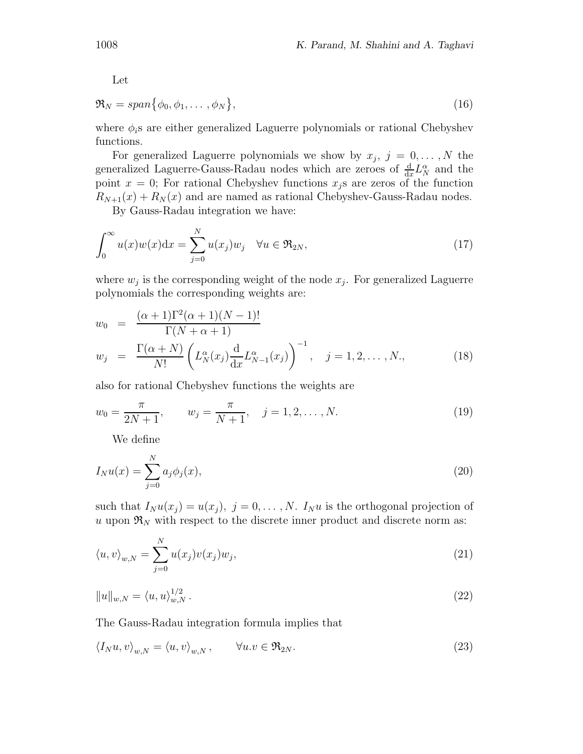Let

$$\mathfrak{R}_N = span\{\phi_0, \phi_1, \dots, \phi_N\}, \tag{16}$$

where $\phi_i$s are either generalized Laguerre polynomials or rational Chebyshev functions.

For generalized Laguerre polynomials we show by $x_j$, $j = 0, \dots, N$ the generalized Laguerre-Gauss-Radau nodes which are zeroes of $\frac{\mathrm{d}}{\mathrm{d}x}L_N^\alpha$ and the point $x = 0$; For rational Chebyshev functions $x_j$s are zeros of the function $R_{N+1}(x) + R_N(x)$ and are named as rational Chebyshev-Gauss-Radau nodes.

By Gauss-Radau integration we have:

$$\int_0^\infty u(x)w(x)\mathrm{d}x = \sum_{j=0}^{N} u(x_j)w_j \quad \forall u \in \mathfrak{R}_{2N}, \tag{17}$$

where $w_j$ is the corresponding weight of the node $x_j$. For generalized Laguerre polynomials the corresponding weights are:

$$\begin{aligned} w_0 &= \frac{(\alpha+1)\Gamma^2(\alpha+1)(N-1)!}{\Gamma(N+\alpha+1)} \\ w_j &= \frac{\Gamma(\alpha+N)}{N!}\left(L_N^\alpha(x_j)\frac{\mathrm{d}}{\mathrm{d}x}L_{N-1}^\alpha(x_j)\right)^{-1}, \quad j = 1, 2, \dots, N., \end{aligned} \tag{18}$$

also for rational Chebyshev functions the weights are

$$w_0 = \frac{\pi}{2N+1}, \qquad w_j = \frac{\pi}{N+1}, \quad j = 1, 2, \dots, N. \tag{19}$$

We define

$$I_N u(x) = \sum_{j=0}^{N} a_j \phi_j(x), \tag{20}$$

such that $I_N u(x_j) = u(x_j)$, $j = 0, \dots, N$. $I_N u$ is the orthogonal projection of $u$ upon $\mathfrak{R}_N$ with respect to the discrete inner product and discrete norm as:

$$\langle u, v\rangle_{w,N} = \sum_{j=0}^{N} u(x_j)v(x_j)w_j, \tag{21}$$

$$\|u\|_{w,N} = \langle u, u\rangle_{w,N}^{1/2}. \tag{22}$$

The Gauss-Radau integration formula implies that

$$\langle I_N u, v\rangle_{w,N} = \langle u, v\rangle_{w,N}, \qquad \forall u.v \in \mathfrak{R}_{2N}. \tag{23}$$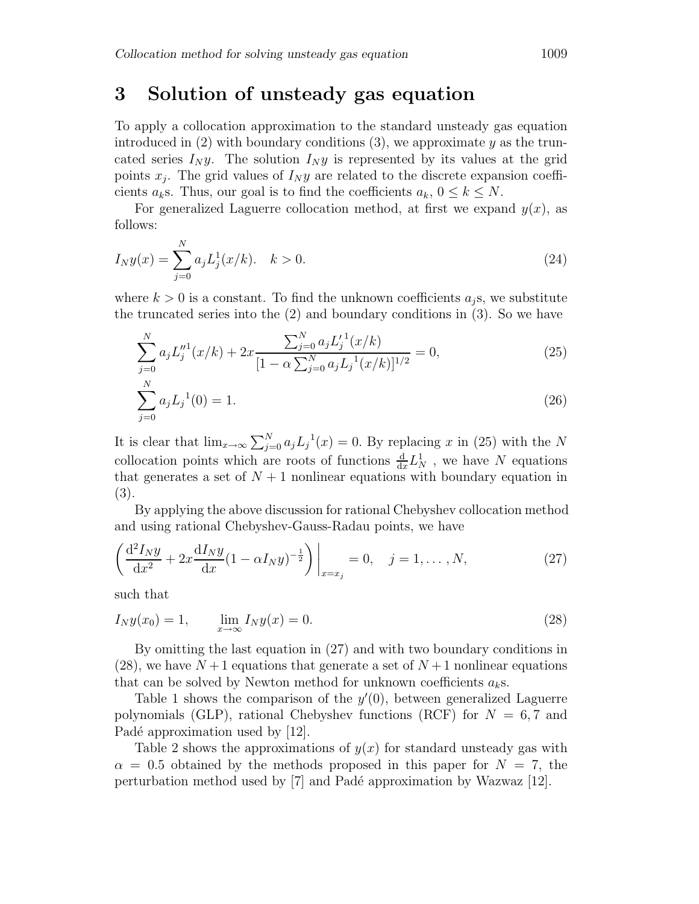# 3 Solution of unsteady gas equation

To apply a collocation approximation to the standard unsteady gas equation introduced in (2) with boundary conditions (3), we approximate $y$ as the truncated series $I_N y$. The solution $I_N y$ is represented by its values at the grid points $x_j$. The grid values of $I_N y$ are related to the discrete expansion coefficients $a_k$s. Thus, our goal is to find the coefficients $a_k$, $0 \leq k \leq N$.

For generalized Laguerre collocation method, at first we expand $y(x)$, as follows:

$$I_N y(x) = \sum_{j=0}^{N} a_j L_j^1(x/k). \quad k > 0. \tag{24}$$

where $k > 0$ is a constant. To find the unknown coefficients $a_j$s, we substitute the truncated series into the (2) and boundary conditions in (3). So we have

$$\sum_{j=0}^{N} a_j L_j''^1(x/k) + 2x \frac{\sum_{j=0}^{N} a_j L_j'^1(x/k)}{[1 - \alpha \sum_{j=0}^{N} a_j L_j{}^1(x/k)]^{1/2}} = 0, \tag{25}$$

$$\sum_{j=0}^{N} a_j L_j{}^1(0) = 1. \tag{26}$$

It is clear that $\lim_{x\to\infty} \sum_{j=0}^{N} a_j L_j{}^1(x) = 0$. By replacing $x$ in (25) with the $N$ collocation points which are roots of functions $\frac{\mathrm{d}}{\mathrm{d}x} L_N^1$ , we have $N$ equations that generates a set of $N+1$ nonlinear equations with boundary equation in (3).

By applying the above discussion for rational Chebyshev collocation method and using rational Chebyshev-Gauss-Radau points, we have

$$\left( \frac{\mathrm{d}^2 I_N y}{\mathrm{d}x^2} + 2x \frac{\mathrm{d} I_N y}{\mathrm{d}x} (1 - \alpha I_N y)^{-\frac{1}{2}} \right) \bigg|_{x=x_j} = 0, \quad j = 1, \ldots, N, \tag{27}$$

such that

$$I_N y(x_0) = 1, \qquad \lim_{x\to\infty} I_N y(x) = 0. \tag{28}$$

By omitting the last equation in (27) and with two boundary conditions in (28), we have $N+1$ equations that generate a set of $N+1$ nonlinear equations that can be solved by Newton method for unknown coefficients $a_k$s.

Table 1 shows the comparison of the $y'(0)$, between generalized Laguerre polynomials (GLP), rational Chebyshev functions (RCF) for $N = 6, 7$ and Padé approximation used by [12].

Table 2 shows the approximations of $y(x)$ for standard unsteady gas with $\alpha = 0.5$ obtained by the methods proposed in this paper for $N = 7$, the perturbation method used by [7] and Padé approximation by Wazwaz [12].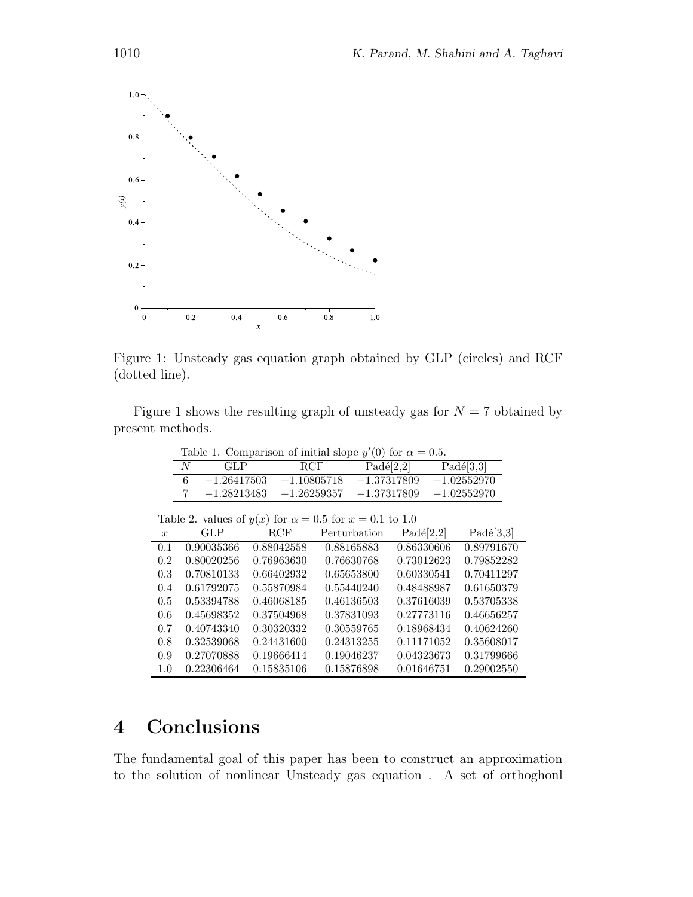Figure 1: Unsteady gas equation graph obtained by GLP (circles) and RCF (dotted line).

Figure 1 shows the resulting graph of unsteady gas for $N = 7$ obtained by present methods.

Table 1. Comparison of initial slope $y'(0)$ for $\alpha = 0.5$.

| $N$ | GLP | RCF | Padé[2,2] | Padé[3,3] |
|---|---|---|---|---|
| 6 | $-1.26417503$ | $-1.10805718$ | $-1.37317809$ | $-1.02552970$ |
| 7 | $-1.28213483$ | $-1.26259357$ | $-1.37317809$ | $-1.02552970$ |

Table 2. values of $y(x)$ for $\alpha = 0.5$ for $x = 0.1$ to 1.0

| $x$ | GLP | RCF | Perturbation | Padé[2,2] | Padé[3,3] |
|---|---|---|---|---|---|
| 0.1 | 0.90035366 | 0.88042558 | 0.88165883 | 0.86330606 | 0.89791670 |
| 0.2 | 0.80020256 | 0.76963630 | 0.76630768 | 0.73012623 | 0.79852282 |
| 0.3 | 0.70810133 | 0.66402932 | 0.65653800 | 0.60330541 | 0.70411297 |
| 0.4 | 0.61792075 | 0.55870984 | 0.55440240 | 0.48488987 | 0.61650379 |
| 0.5 | 0.53394788 | 0.46068185 | 0.46136503 | 0.37616039 | 0.53705338 |
| 0.6 | 0.45698352 | 0.37504968 | 0.37831093 | 0.27773116 | 0.46656257 |
| 0.7 | 0.40743340 | 0.30320332 | 0.30559765 | 0.18968434 | 0.40624260 |
| 0.8 | 0.32539068 | 0.24431600 | 0.24313255 | 0.11171052 | 0.35608017 |
| 0.9 | 0.27070888 | 0.19666414 | 0.19046237 | 0.04323673 | 0.31799666 |
| 1.0 | 0.22306464 | 0.15835106 | 0.15876898 | 0.01646751 | 0.29002550 |

# 4 Conclusions

The fundamental goal of this paper has been to construct an approximation to the solution of nonlinear Unsteady gas equation . A set of orthoghonl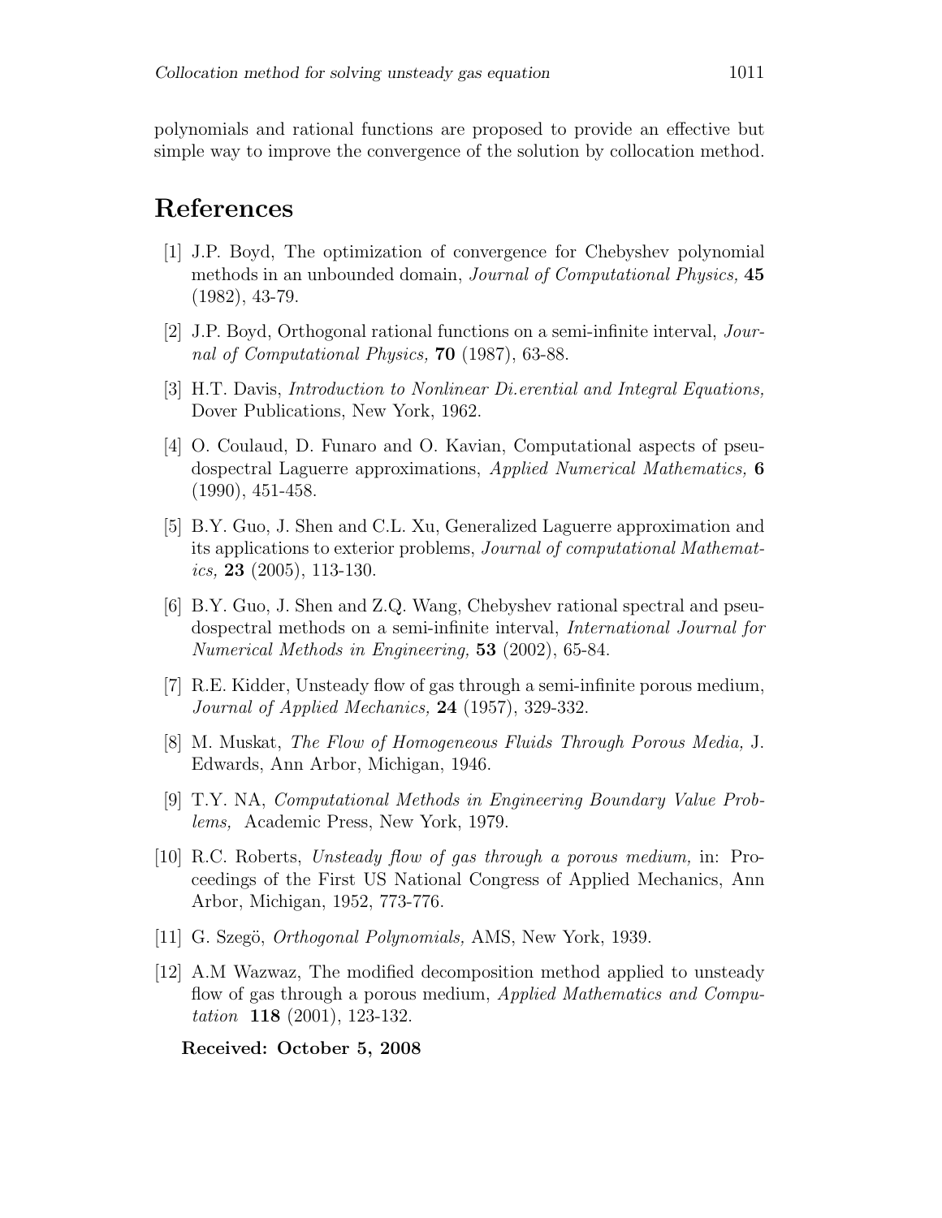polynomials and rational functions are proposed to provide an effective but simple way to improve the convergence of the solution by collocation method.

## References

[1] J.P. Boyd, The optimization of convergence for Chebyshev polynomial methods in an unbounded domain, *Journal of Computational Physics,* **45** (1982), 43-79.

[2] J.P. Boyd, Orthogonal rational functions on a semi-infinite interval, *Journal of Computational Physics,* **70** (1987), 63-88.

[3] H.T. Davis, *Introduction to Nonlinear Di.erential and Integral Equations,* Dover Publications, New York, 1962.

[4] O. Coulaud, D. Funaro and O. Kavian, Computational aspects of pseudospectral Laguerre approximations, *Applied Numerical Mathematics,* **6** (1990), 451-458.

[5] B.Y. Guo, J. Shen and C.L. Xu, Generalized Laguerre approximation and its applications to exterior problems, *Journal of computational Mathematics,* **23** (2005), 113-130.

[6] B.Y. Guo, J. Shen and Z.Q. Wang, Chebyshev rational spectral and pseudospectral methods on a semi-infinite interval, *International Journal for Numerical Methods in Engineering,* **53** (2002), 65-84.

[7] R.E. Kidder, Unsteady flow of gas through a semi-infinite porous medium, *Journal of Applied Mechanics,* **24** (1957), 329-332.

[8] M. Muskat, *The Flow of Homogeneous Fluids Through Porous Media,* J. Edwards, Ann Arbor, Michigan, 1946.

[9] T.Y. NA, *Computational Methods in Engineering Boundary Value Problems,* Academic Press, New York, 1979.

[10] R.C. Roberts, *Unsteady flow of gas through a porous medium,* in: Proceedings of the First US National Congress of Applied Mechanics, Ann Arbor, Michigan, 1952, 773-776.

[11] G. Szegö, *Orthogonal Polynomials,* AMS, New York, 1939.

[12] A.M Wazwaz, The modified decomposition method applied to unsteady flow of gas through a porous medium, *Applied Mathematics and Computation* **118** (2001), 123-132.

**Received: October 5, 2008**